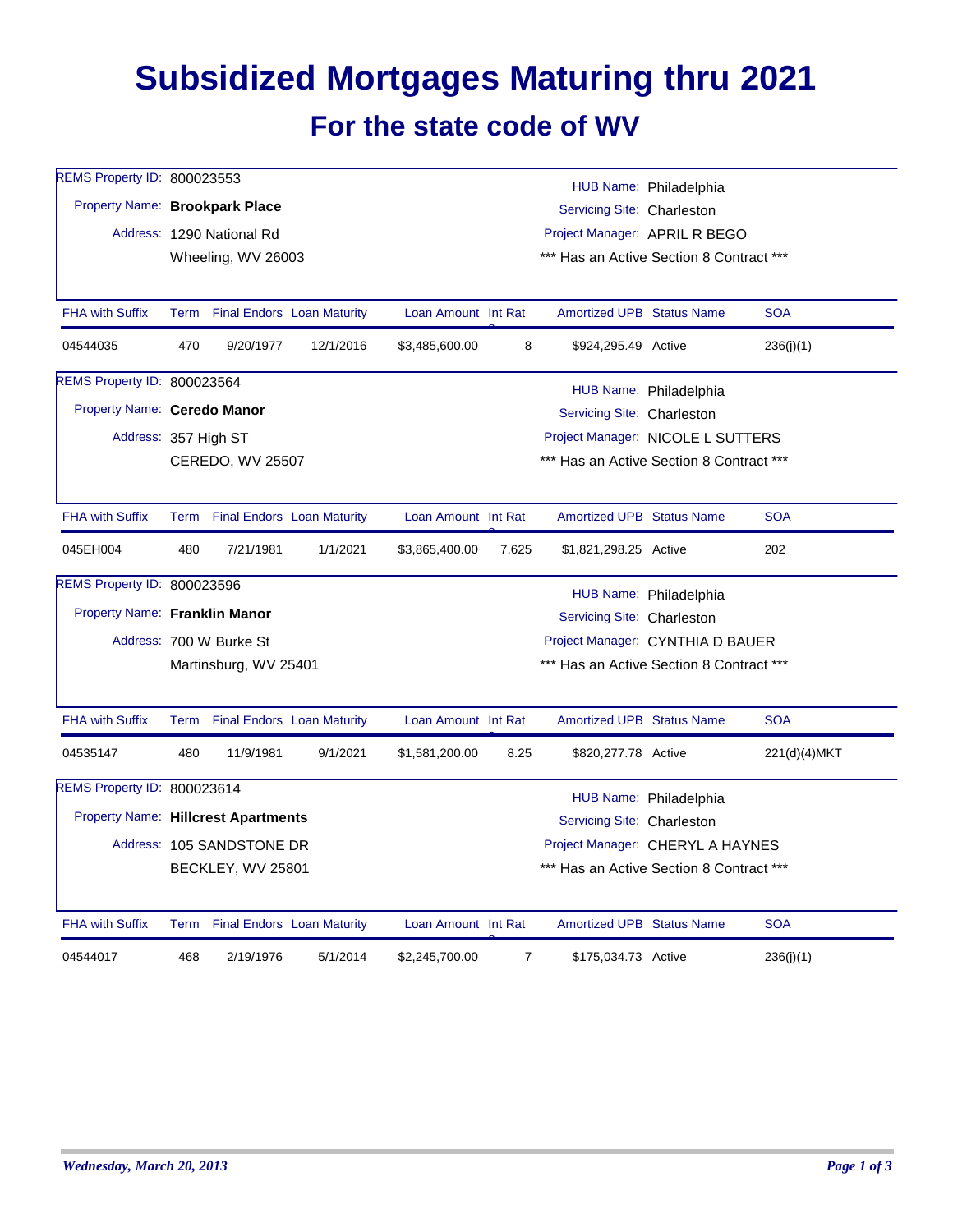# Subsidized Mortgages Maturing thru 2021

## For the state code of WV

REMS Property ID: 800023553
Property Name: **Brookpark Place**
Address: 1290 National Rd
Wheeling, WV 26003

HUB Name: Philadelphia
Servicing Site: Charleston
Project Manager: APRIL R BEGO
*** Has an Active Section 8 Contract ***

| FHA with Suffix | Term | Final Endors | Loan Maturity | Loan Amount | Int Rate | Amortized UPB | Status Name | SOA |
|---|---|---|---|---|---|---|---|---|
| 04544035 | 470 | 9/20/1977 | 12/1/2016 | $3,485,600.00 | 8 | $924,295.49 | Active | 236(j)(1) |

REMS Property ID: 800023564
Property Name: **Ceredo Manor**
Address: 357 High ST
CEREDO, WV 25507

HUB Name: Philadelphia
Servicing Site: Charleston
Project Manager: NICOLE L SUTTERS
*** Has an Active Section 8 Contract ***

| FHA with Suffix | Term | Final Endors | Loan Maturity | Loan Amount | Int Rate | Amortized UPB | Status Name | SOA |
|---|---|---|---|---|---|---|---|---|
| 045EH004 | 480 | 7/21/1981 | 1/1/2021 | $3,865,400.00 | 7.625 | $1,821,298.25 | Active | 202 |

REMS Property ID: 800023596
Property Name: **Franklin Manor**
Address: 700 W Burke St
Martinsburg, WV 25401

HUB Name: Philadelphia
Servicing Site: Charleston
Project Manager: CYNTHIA D BAUER
*** Has an Active Section 8 Contract ***

| FHA with Suffix | Term | Final Endors | Loan Maturity | Loan Amount | Int Rate | Amortized UPB | Status Name | SOA |
|---|---|---|---|---|---|---|---|---|
| 04535147 | 480 | 11/9/1981 | 9/1/2021 | $1,581,200.00 | 8.25 | $820,277.78 | Active | 221(d)(4)MKT |

REMS Property ID: 800023614
Property Name: **Hillcrest Apartments**
Address: 105 SANDSTONE DR
BECKLEY, WV 25801

HUB Name: Philadelphia
Servicing Site: Charleston
Project Manager: CHERYL A HAYNES
*** Has an Active Section 8 Contract ***

| FHA with Suffix | Term | Final Endors | Loan Maturity | Loan Amount | Int Rate | Amortized UPB | Status Name | SOA |
|---|---|---|---|---|---|---|---|---|
| 04544017 | 468 | 2/19/1976 | 5/1/2014 | $2,245,700.00 | 7 | $175,034.73 | Active | 236(j)(1) |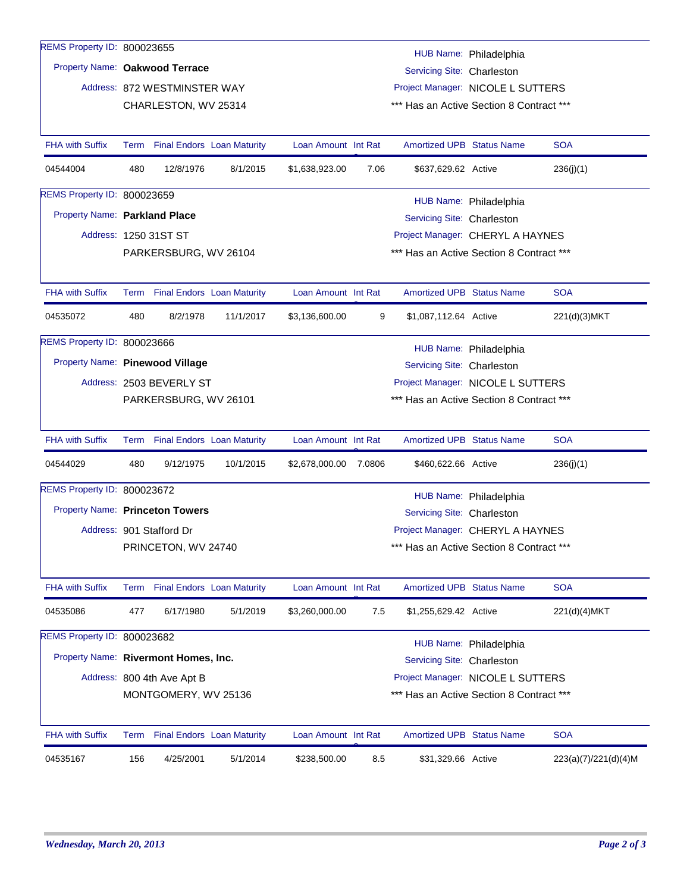REMS Property ID: 800023655

Property Name: **Oakwood Terrace**

Address: 872 WESTMINSTER WAY
CHARLESTON, WV 25314

HUB Name: Philadelphia
Servicing Site: Charleston
Project Manager: NICOLE L SUTTERS
*** Has an Active Section 8 Contract ***

| FHA with Suffix | Term | Final Endors | Loan Maturity | Loan Amount | Int Rate | Amortized UPB | Status Name | SOA |
|---|---|---|---|---|---|---|---|---|
| 04544004 | 480 | 12/8/1976 | 8/1/2015 | $1,638,923.00 | 7.06 | $637,629.62 | Active | 236(j)(1) |

REMS Property ID: 800023659

Property Name: **Parkland Place**

Address: 1250 31ST ST
PARKERSBURG, WV 26104

HUB Name: Philadelphia
Servicing Site: Charleston
Project Manager: CHERYL A HAYNES
*** Has an Active Section 8 Contract ***

| FHA with Suffix | Term | Final Endors | Loan Maturity | Loan Amount | Int Rate | Amortized UPB | Status Name | SOA |
|---|---|---|---|---|---|---|---|---|
| 04535072 | 480 | 8/2/1978 | 11/1/2017 | $3,136,600.00 | 9 | $1,087,112.64 | Active | 221(d)(3)MKT |

REMS Property ID: 800023666

Property Name: **Pinewood Village**

Address: 2503 BEVERLY ST
PARKERSBURG, WV 26101

HUB Name: Philadelphia
Servicing Site: Charleston
Project Manager: NICOLE L SUTTERS
*** Has an Active Section 8 Contract ***

| FHA with Suffix | Term | Final Endors | Loan Maturity | Loan Amount | Int Rate | Amortized UPB | Status Name | SOA |
|---|---|---|---|---|---|---|---|---|
| 04544029 | 480 | 9/12/1975 | 10/1/2015 | $2,678,000.00 | 7.0806 | $460,622.66 | Active | 236(j)(1) |

REMS Property ID: 800023672

Property Name: **Princeton Towers**

Address: 901 Stafford Dr
PRINCETON, WV 24740

HUB Name: Philadelphia
Servicing Site: Charleston
Project Manager: CHERYL A HAYNES
*** Has an Active Section 8 Contract ***

| FHA with Suffix | Term | Final Endors | Loan Maturity | Loan Amount | Int Rate | Amortized UPB | Status Name | SOA |
|---|---|---|---|---|---|---|---|---|
| 04535086 | 477 | 6/17/1980 | 5/1/2019 | $3,260,000.00 | 7.5 | $1,255,629.42 | Active | 221(d)(4)MKT |

REMS Property ID: 800023682

Property Name: **Rivermont Homes, Inc.**

Address: 800 4th Ave Apt B
MONTGOMERY, WV 25136

HUB Name: Philadelphia
Servicing Site: Charleston
Project Manager: NICOLE L SUTTERS
*** Has an Active Section 8 Contract ***

| FHA with Suffix | Term | Final Endors | Loan Maturity | Loan Amount | Int Rate | Amortized UPB | Status Name | SOA |
|---|---|---|---|---|---|---|---|---|
| 04535167 | 156 | 4/25/2001 | 5/1/2014 | $238,500.00 | 8.5 | $31,329.66 | Active | 223(a)(7)/221(d)(4)M |

*Wednesday, March 20, 2013*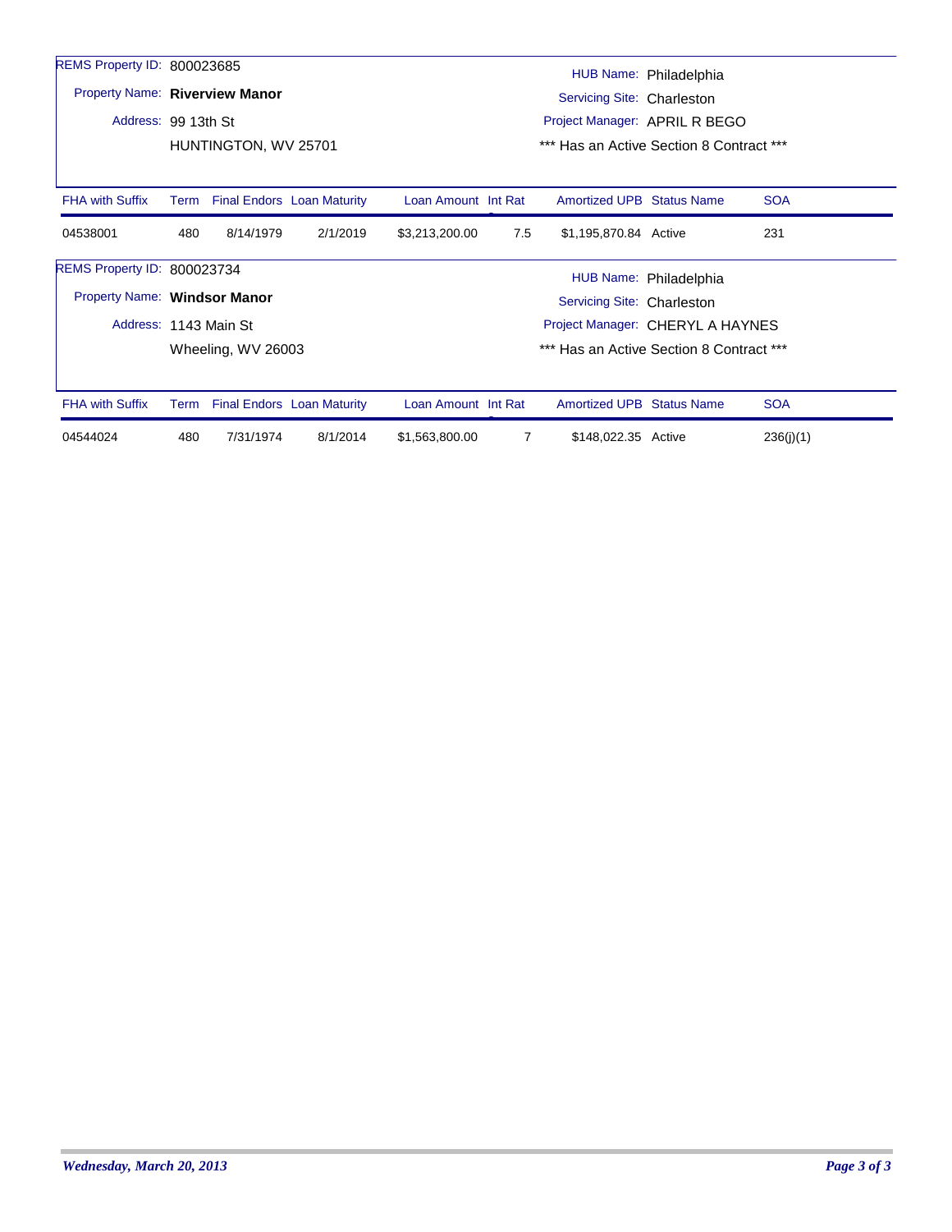REMS Property ID: 800023685

Property Name: **Riverview Manor**

Address: 99 13th St

HUNTINGTON, WV 25701

HUB Name: Philadelphia

Servicing Site: Charleston

Project Manager: APRIL R BEGO

*** Has an Active Section 8 Contract ***

| FHA with Suffix | Term | Final Endors | Loan Maturity | Loan Amount | Int Rate | Amortized UPB | Status Name | SOA |
|---|---|---|---|---|---|---|---|---|
| 04538001 | 480 | 8/14/1979 | 2/1/2019 | $3,213,200.00 | 7.5 | $1,195,870.84 | Active | 231 |

REMS Property ID: 800023734

Property Name: **Windsor Manor**

Address: 1143 Main St

Wheeling, WV 26003

HUB Name: Philadelphia

Servicing Site: Charleston

Project Manager: CHERYL A HAYNES

*** Has an Active Section 8 Contract ***

| FHA with Suffix | Term | Final Endors | Loan Maturity | Loan Amount | Int Rate | Amortized UPB | Status Name | SOA |
|---|---|---|---|---|---|---|---|---|
| 04544024 | 480 | 7/31/1974 | 8/1/2014 | $1,563,800.00 | 7 | $148,022.35 | Active | 236(j)(1) |

*Wednesday, March 20, 2013*